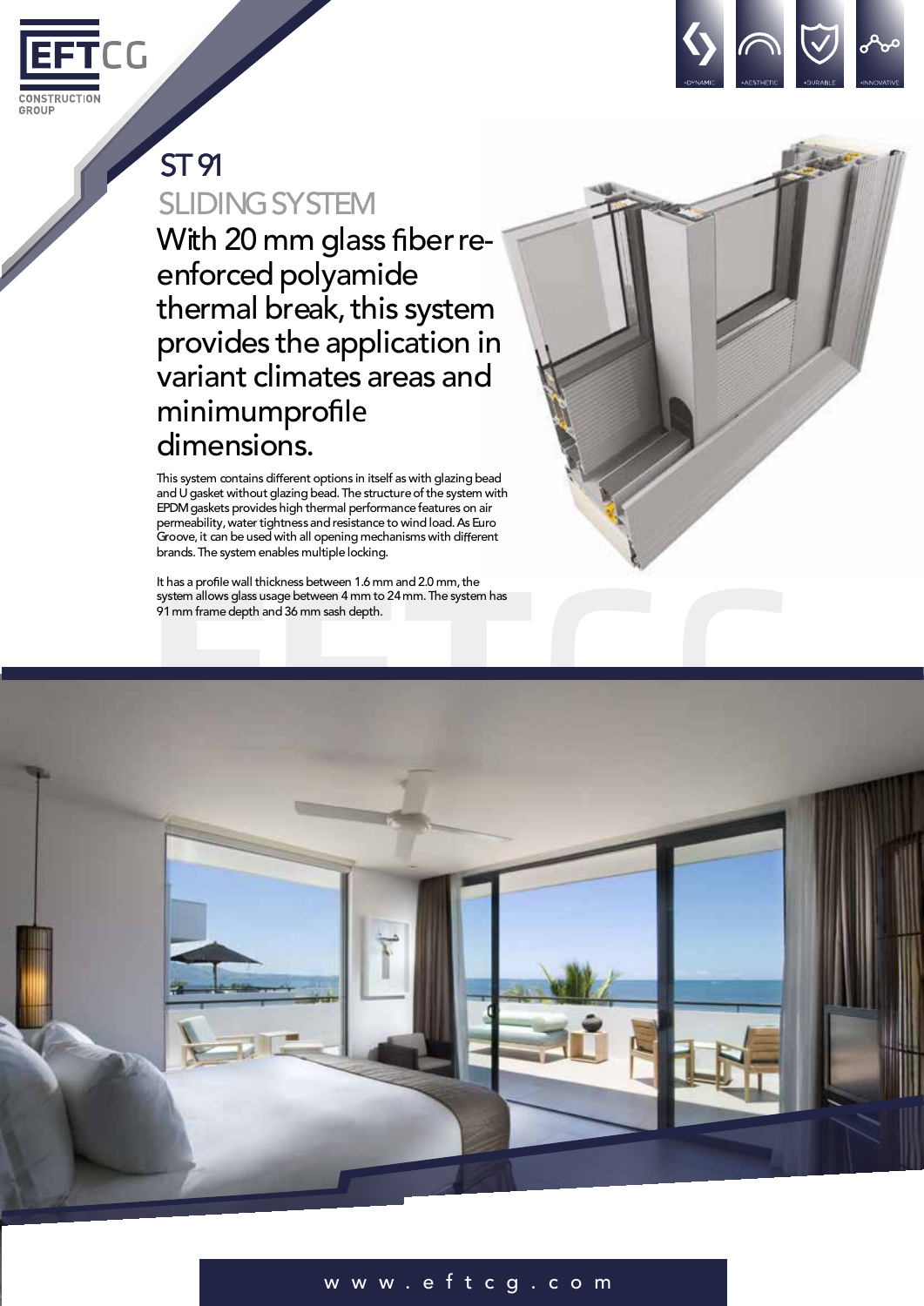# ST 91

## SLIDING SYSTEM

### With 20 mm glass fiber re-enforced polyamide thermal break, this system provides the application in variant climates areas and minimumprofile dimensions.

This system contains different options in itself as with glazing bead and U gasket without glazing bead. The structure of the system with EPDM gaskets provides high thermal performance features on air permeability, water tightness and resistance to wind load. As Euro Groove, it can be used with all opening mechanisms with different brands. The system enables multiple locking.

It has a profile wall thickness between 1.6 mm and 2.0 mm, the system allows glass usage between 4 mm to 24 mm. The system has 91 mm frame depth and 36 mm sash depth.

w w w . e f t c g . c o m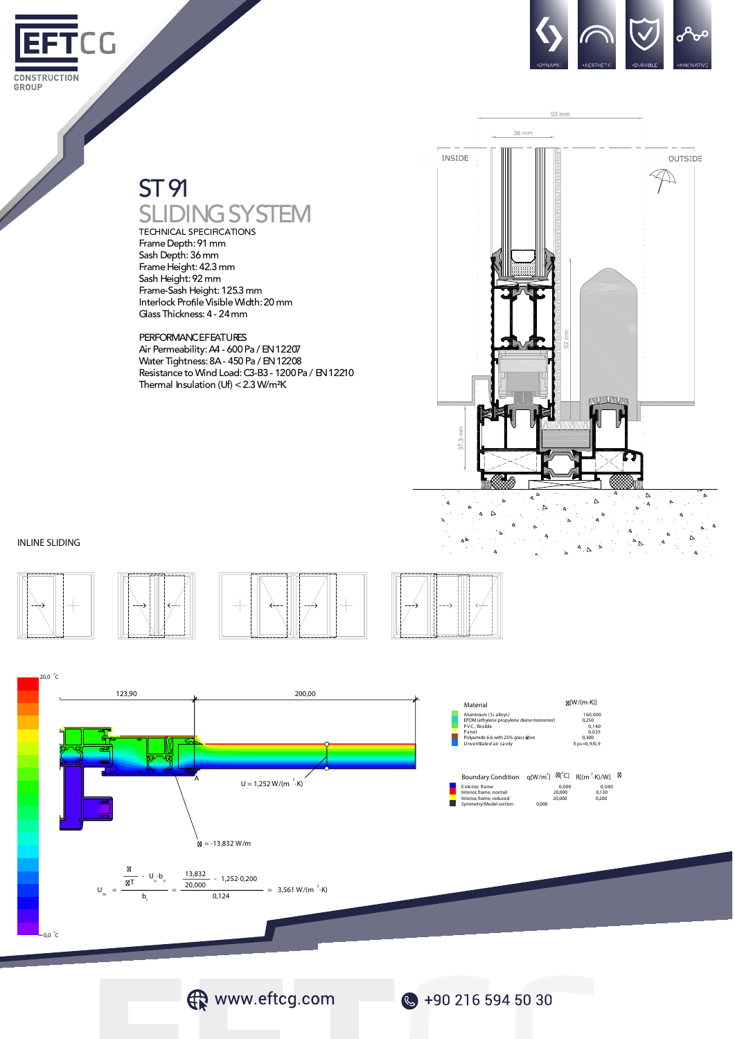# ST 91

## SLIDING SYSTEM

TECHNICAL SPECIFICATIONS

Frame Depth: 91 mm
Sash Depth: 36 mm
Frame Height: 42.3 mm
Sash Height: 92 mm
Frame-Sash Height: 125.3 mm
Interlock Profile Visible Width: 20 mm
Glass Thickness: 4 - 24 mm

PERFORMANCE FEATURES

Air Permeability: A4 - 600 Pa / EN 12207
Water Tightness: 8A - 450 Pa / EN 12208
Resistance to Wind Load: C3-B3 - 1200 Pa / EN 12210
Thermal Insulation (Uf) < 2.3 W/m²K

93 mm
36 mm
INSIDE
OUTSIDE
92 mm
37.3 mm

INLINE SLIDING

20,0 °C
123,90
200,00
A
U = 1,252 W/(m²·K)
Φ = -13,832 W/m
0,0 °C

$$U_{fA} = \frac{\frac{\Phi}{\Delta T} - U_p \cdot b_p}{b_f} = \frac{\frac{13,832}{20,000} - 1,252 \cdot 0,200}{0,124} = 3,561\ W/(m^2 \cdot K)$$

| Material | λ[W/(m·K)] |
|---|---|
| Aluminium (Si alloys) | 160,000 |
| EPDM (ethylene propylene diene monomer) | 0,250 |
| PVC, flexible | 0,140 |
| Panel | 0,035 |
| Polyamide 6.6 with 25% glass fibre | 0,300 |
| Unventilated air cavity | Eps=0,9/0,9 |

| Boundary Condition | q[W/m²] | θ[°C] | R[(m²·K)/W] |
|---|---|---|---|
| Exterior, frame | | 0,000 | 0,040 |
| Interior, frame, normal | | 20,000 | 0,130 |
| Interior, frame, reduced | | 20,000 | 0,200 |
| Symmetry/Model section | 0,000 | | |

www.eftcg.com
+90 216 594 50 30